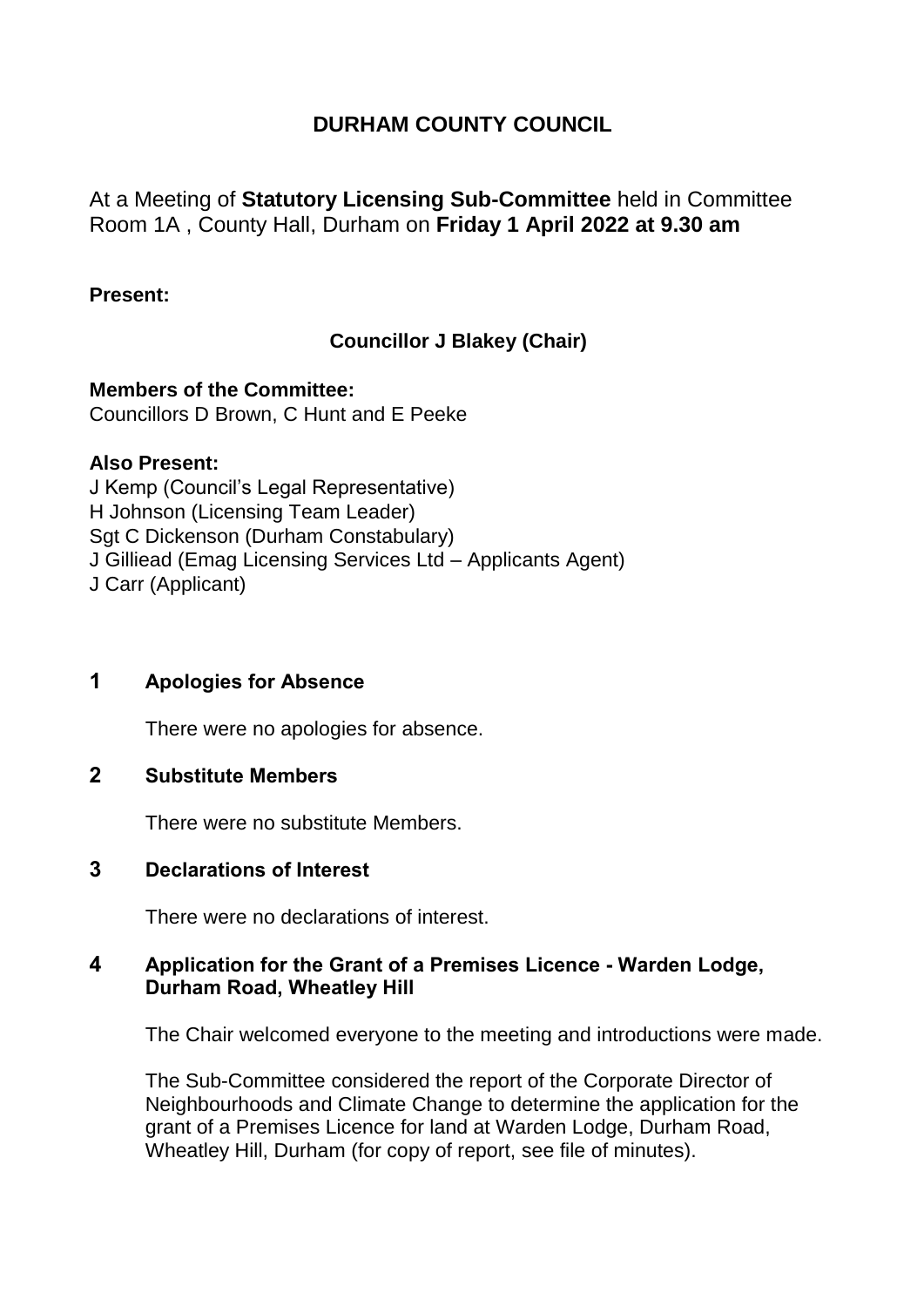# DURHAM COUNTY COUNCIL

At a Meeting of **Statutory Licensing Sub-Committee** held in Committee Room 1A , County Hall, Durham on **Friday 1 April 2022 at 9.30 am**

**Present:**

**Councillor J Blakey (Chair)**

**Members of the Committee:**
Councillors D Brown, C Hunt and E Peeke

**Also Present:**
J Kemp (Council's Legal Representative)
H Johnson (Licensing Team Leader)
Sgt C Dickenson (Durham Constabulary)
J Gilliead (Emag Licensing Services Ltd – Applicants Agent)
J Carr (Applicant)

## 1 Apologies for Absence

There were no apologies for absence.

## 2 Substitute Members

There were no substitute Members.

## 3 Declarations of Interest

There were no declarations of interest.

## 4 Application for the Grant of a Premises Licence - Warden Lodge, Durham Road, Wheatley Hill

The Chair welcomed everyone to the meeting and introductions were made.

The Sub-Committee considered the report of the Corporate Director of Neighbourhoods and Climate Change to determine the application for the grant of a Premises Licence for land at Warden Lodge, Durham Road, Wheatley Hill, Durham (for copy of report, see file of minutes).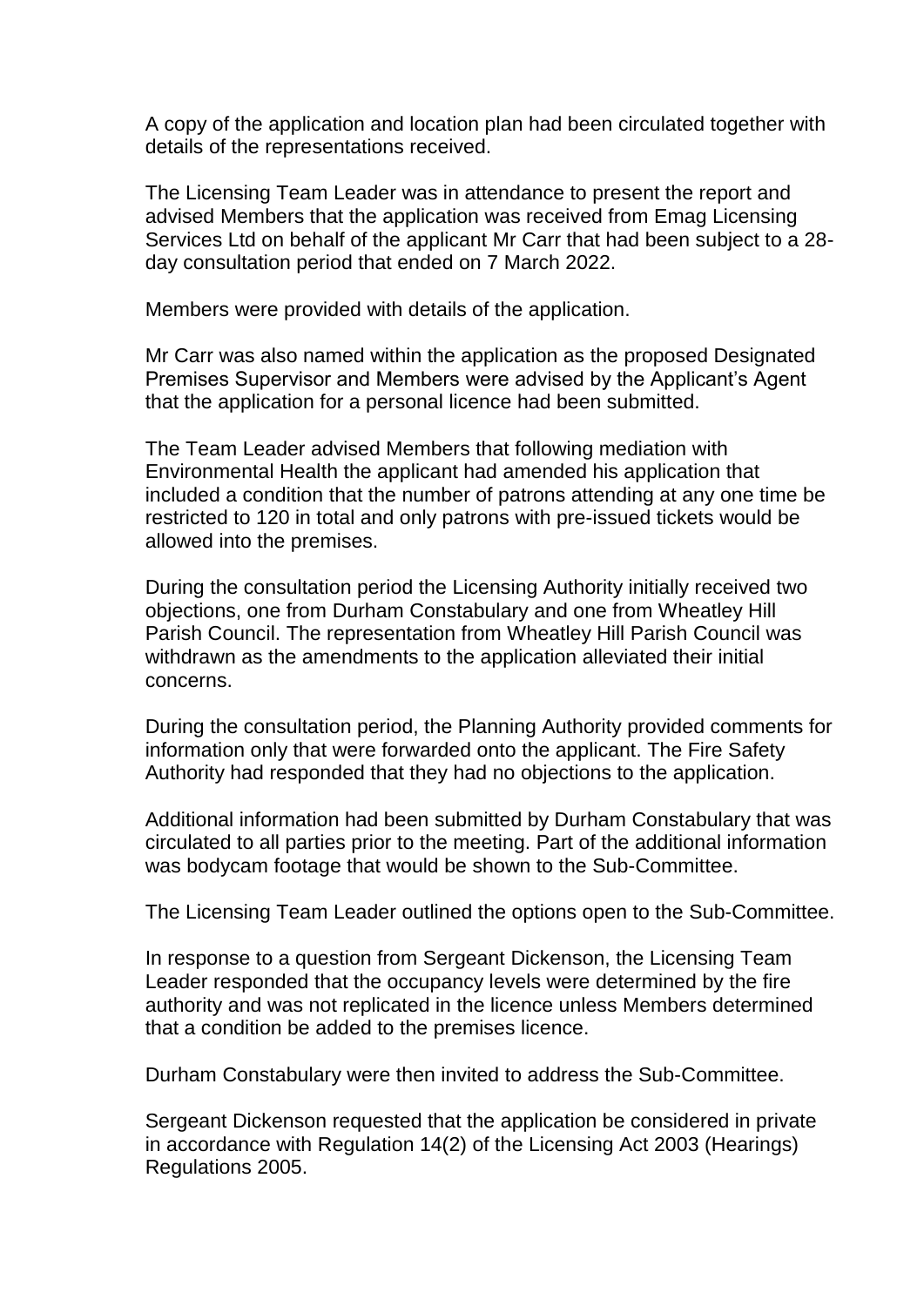A copy of the application and location plan had been circulated together with details of the representations received.

The Licensing Team Leader was in attendance to present the report and advised Members that the application was received from Emag Licensing Services Ltd on behalf of the applicant Mr Carr that had been subject to a 28-day consultation period that ended on 7 March 2022.

Members were provided with details of the application.

Mr Carr was also named within the application as the proposed Designated Premises Supervisor and Members were advised by the Applicant's Agent that the application for a personal licence had been submitted.

The Team Leader advised Members that following mediation with Environmental Health the applicant had amended his application that included a condition that the number of patrons attending at any one time be restricted to 120 in total and only patrons with pre-issued tickets would be allowed into the premises.

During the consultation period the Licensing Authority initially received two objections, one from Durham Constabulary and one from Wheatley Hill Parish Council. The representation from Wheatley Hill Parish Council was withdrawn as the amendments to the application alleviated their initial concerns.

During the consultation period, the Planning Authority provided comments for information only that were forwarded onto the applicant. The Fire Safety Authority had responded that they had no objections to the application.

Additional information had been submitted by Durham Constabulary that was circulated to all parties prior to the meeting. Part of the additional information was bodycam footage that would be shown to the Sub-Committee.

The Licensing Team Leader outlined the options open to the Sub-Committee.

In response to a question from Sergeant Dickenson, the Licensing Team Leader responded that the occupancy levels were determined by the fire authority and was not replicated in the licence unless Members determined that a condition be added to the premises licence.

Durham Constabulary were then invited to address the Sub-Committee.

Sergeant Dickenson requested that the application be considered in private in accordance with Regulation 14(2) of the Licensing Act 2003 (Hearings) Regulations 2005.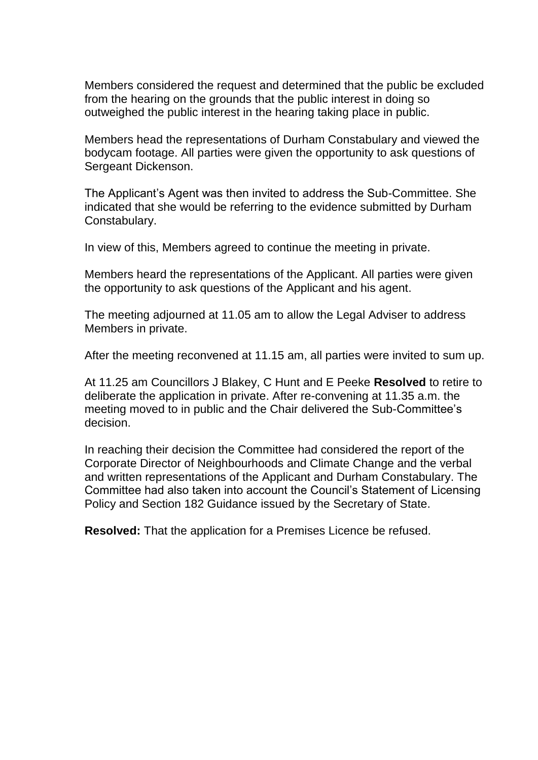Members considered the request and determined that the public be excluded from the hearing on the grounds that the public interest in doing so outweighed the public interest in the hearing taking place in public.

Members head the representations of Durham Constabulary and viewed the bodycam footage. All parties were given the opportunity to ask questions of Sergeant Dickenson.

The Applicant's Agent was then invited to address the Sub-Committee. She indicated that she would be referring to the evidence submitted by Durham Constabulary.

In view of this, Members agreed to continue the meeting in private.

Members heard the representations of the Applicant. All parties were given the opportunity to ask questions of the Applicant and his agent.

The meeting adjourned at 11.05 am to allow the Legal Adviser to address Members in private.

After the meeting reconvened at 11.15 am, all parties were invited to sum up.

At 11.25 am Councillors J Blakey, C Hunt and E Peeke **Resolved** to retire to deliberate the application in private. After re-convening at 11.35 a.m. the meeting moved to in public and the Chair delivered the Sub-Committee's decision.

In reaching their decision the Committee had considered the report of the Corporate Director of Neighbourhoods and Climate Change and the verbal and written representations of the Applicant and Durham Constabulary. The Committee had also taken into account the Council's Statement of Licensing Policy and Section 182 Guidance issued by the Secretary of State.

**Resolved:** That the application for a Premises Licence be refused.